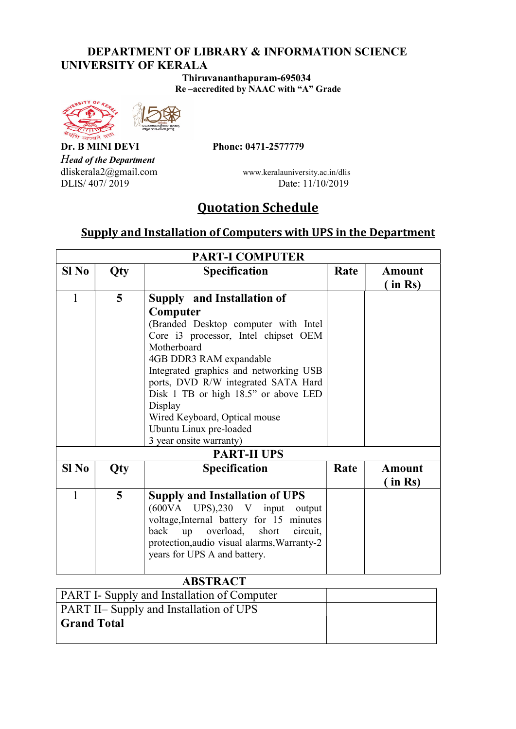**DEPARTMENT OF LIBRARY & INFORMATION SCIENCE**
**UNIVERSITY OF KERALA**

**Thiruvananthapuram-695034**
**Re –accredited by NAAC with "A" Grade**

**Dr. B MINI DEVI** — **Phone: 0471-2577779**

*Head of the Department*

dliskerala2@gmail.com — www.keralauniversity.ac.in/dlis

DLIS/ 407/ 2019 — Date: 11/10/2019

## Quotation Schedule

### Supply and Installation of Computers with UPS in the Department

| PART-I COMPUTER | | | | |
|---|---|---|---|---|
| **Sl No** | **Qty** | **Specification** | **Rate** | **Amount ( in Rs)** |
| 1 | 5 | **Supply and Installation of Computer** (Branded Desktop computer with Intel Core i3 processor, Intel chipset OEM Motherboard 4GB DDR3 RAM expandable Integrated graphics and networking USB ports, DVD R/W integrated SATA Hard Disk 1 TB or high 18.5" or above LED Display Wired Keyboard, Optical mouse Ubuntu Linux pre-loaded 3 year onsite warranty) | | |
| **PART-II UPS** | | | | |
| **Sl No** | **Qty** | **Specification** | **Rate** | **Amount ( in Rs)** |
| 1 | 5 | **Supply and Installation of UPS** (600VA UPS),230 V input output voltage,Internal battery for 15 minutes back up overload, short circuit, protection,audio visual alarms,Warranty-2 years for UPS A and battery. | | |

**ABSTRACT**

| | |
|---|---|
| PART I- Supply and Installation of Computer | |
| PART II– Supply and Installation of UPS | |
| **Grand Total** | |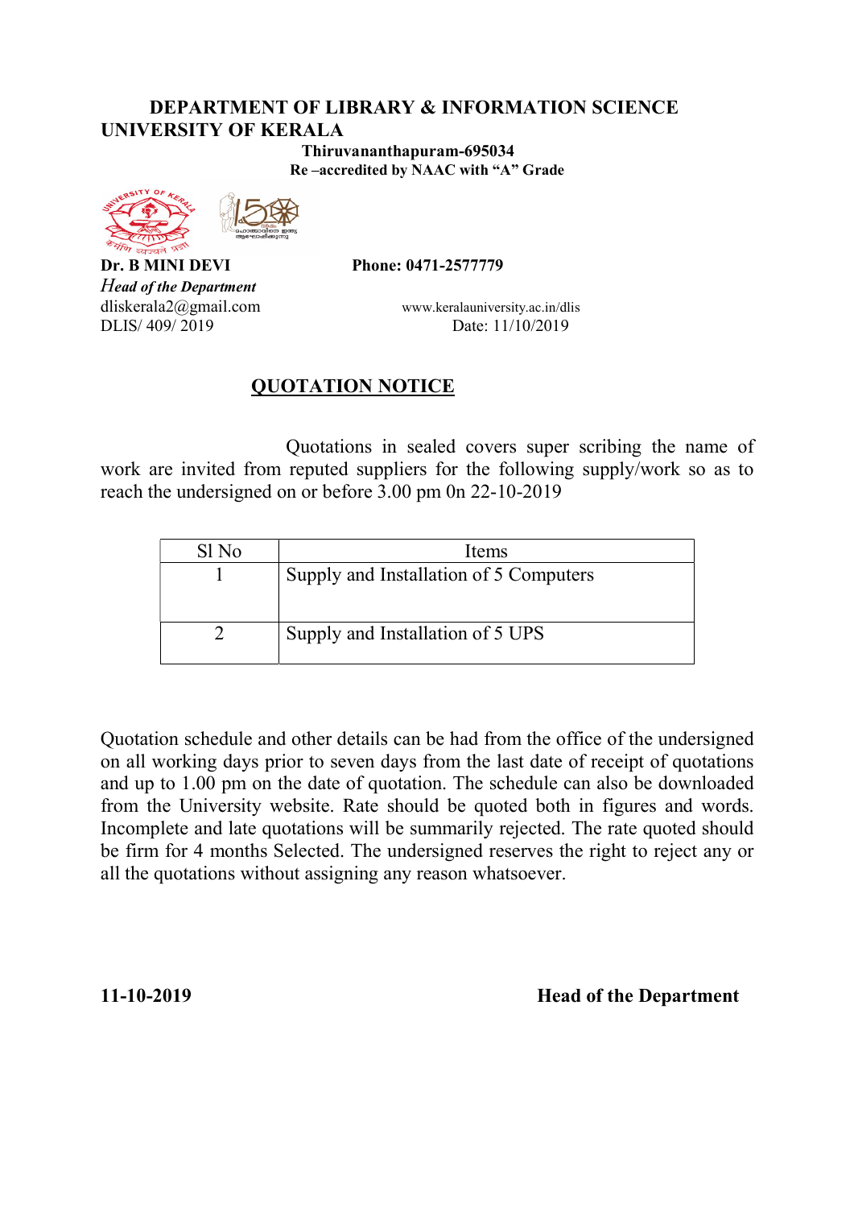# DEPARTMENT OF LIBRARY & INFORMATION SCIENCE
# UNIVERSITY OF KERALA

**Thiruvananthapuram-695034**
**Re –accredited by NAAC with "A" Grade**

**Dr. B MINI DEVI** **Phone: 0471-2577779**
***Head of the Department***
dliskerala2@gmail.com www.keralauniversity.ac.in/dlis
DLIS/ 409/ 2019 Date: 11/10/2019

## QUOTATION NOTICE

Quotations in sealed covers super scribing the name of work are invited from reputed suppliers for the following supply/work so as to reach the undersigned on or before 3.00 pm 0n 22-10-2019

| Sl No | Items |
|---|---|
| 1 | Supply and Installation of 5 Computers |
| 2 | Supply and Installation of 5 UPS |

Quotation schedule and other details can be had from the office of the undersigned on all working days prior to seven days from the last date of receipt of quotations and up to 1.00 pm on the date of quotation. The schedule can also be downloaded from the University website. Rate should be quoted both in figures and words. Incomplete and late quotations will be summarily rejected. The rate quoted should be firm for 4 months Selected. The undersigned reserves the right to reject any or all the quotations without assigning any reason whatsoever.

**11-10-2019** **Head of the Department**